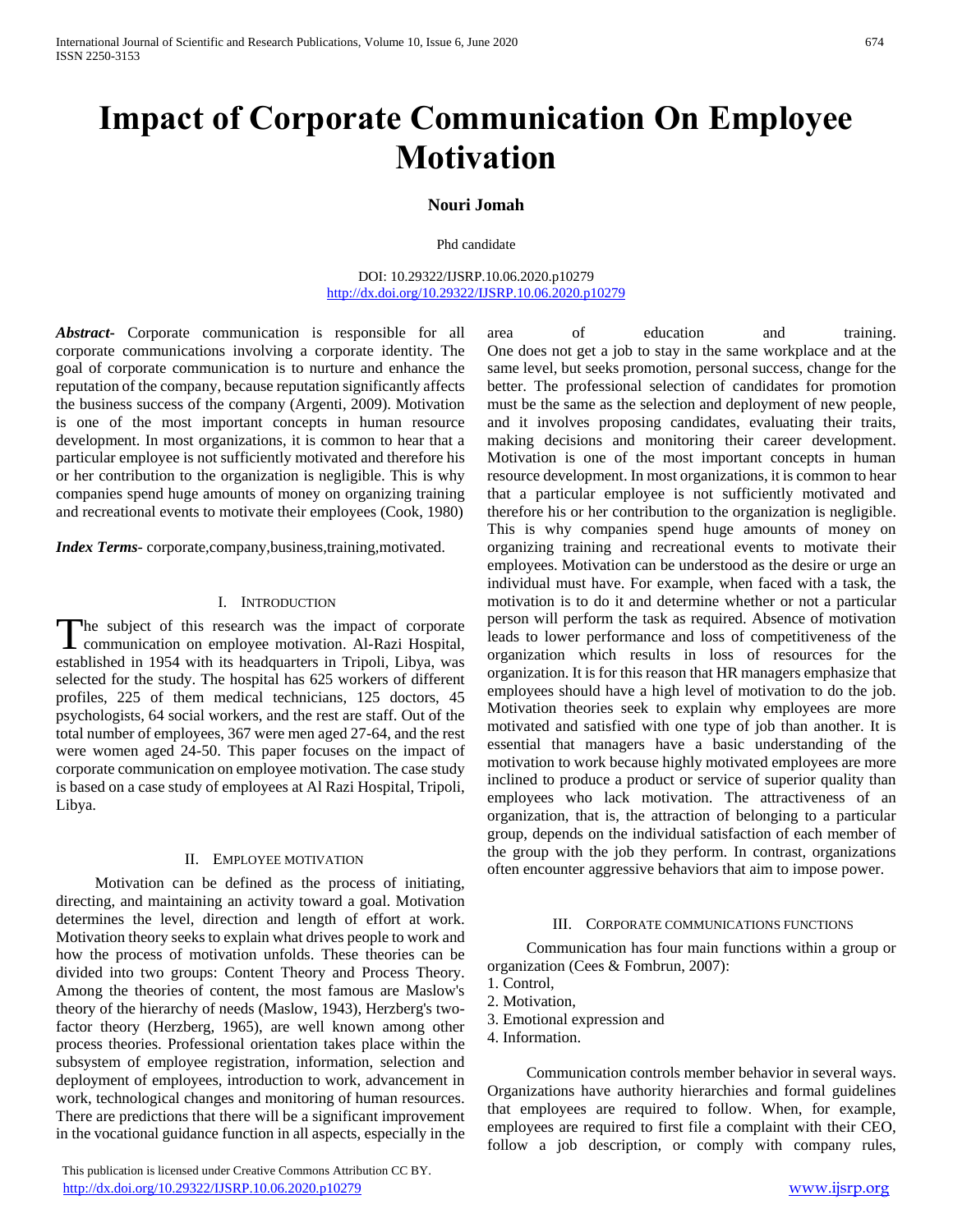# Impact of Corporate Communication On Employee Motivation

**Nouri Jomah**

Phd candidate

DOI: 10.29322/IJSRP.10.06.2020.p10279
http://dx.doi.org/10.29322/IJSRP.10.06.2020.p10279

***Abstract***- Corporate communication is responsible for all corporate communications involving a corporate identity. The goal of corporate communication is to nurture and enhance the reputation of the company, because reputation significantly affects the business success of the company (Argenti, 2009). Motivation is one of the most important concepts in human resource development. In most organizations, it is common to hear that a particular employee is not sufficiently motivated and therefore his or her contribution to the organization is negligible. This is why companies spend huge amounts of money on organizing training and recreational events to motivate their employees (Cook, 1980)

***Index Terms***- corporate,company,business,training,motivated.

## I. Introduction

The subject of this research was the impact of corporate communication on employee motivation. Al-Razi Hospital, established in 1954 with its headquarters in Tripoli, Libya, was selected for the study. The hospital has 625 workers of different profiles, 225 of them medical technicians, 125 doctors, 45 psychologists, 64 social workers, and the rest are staff. Out of the total number of employees, 367 were men aged 27-64, and the rest were women aged 24-50. This paper focuses on the impact of corporate communication on employee motivation. The case study is based on a case study of employees at Al Razi Hospital, Tripoli, Libya.

## II. Employee motivation

Motivation can be defined as the process of initiating, directing, and maintaining an activity toward a goal. Motivation determines the level, direction and length of effort at work. Motivation theory seeks to explain what drives people to work and how the process of motivation unfolds. These theories can be divided into two groups: Content Theory and Process Theory. Among the theories of content, the most famous are Maslow's theory of the hierarchy of needs (Maslow, 1943), Herzberg's two-factor theory (Herzberg, 1965), are well known among other process theories. Professional orientation takes place within the subsystem of employee registration, information, selection and deployment of employees, introduction to work, advancement in work, technological changes and monitoring of human resources. There are predictions that there will be a significant improvement in the vocational guidance function in all aspects, especially in the area of education and training. One does not get a job to stay in the same workplace and at the same level, but seeks promotion, personal success, change for the better. The professional selection of candidates for promotion must be the same as the selection and deployment of new people, and it involves proposing candidates, evaluating their traits, making decisions and monitoring their career development. Motivation is one of the most important concepts in human resource development. In most organizations, it is common to hear that a particular employee is not sufficiently motivated and therefore his or her contribution to the organization is negligible. This is why companies spend huge amounts of money on organizing training and recreational events to motivate their employees. Motivation can be understood as the desire or urge an individual must have. For example, when faced with a task, the motivation is to do it and determine whether or not a particular person will perform the task as required. Absence of motivation leads to lower performance and loss of competitiveness of the organization which results in loss of resources for the organization. It is for this reason that HR managers emphasize that employees should have a high level of motivation to do the job. Motivation theories seek to explain why employees are more motivated and satisfied with one type of job than another. It is essential that managers have a basic understanding of the motivation to work because highly motivated employees are more inclined to produce a product or service of superior quality than employees who lack motivation. The attractiveness of an organization, that is, the attraction of belonging to a particular group, depends on the individual satisfaction of each member of the group with the job they perform. In contrast, organizations often encounter aggressive behaviors that aim to impose power.

## III. Corporate communications functions

Communication has four main functions within a group or organization (Cees & Fombrun, 2007):

1. Control,
2. Motivation,
3. Emotional expression and
4. Information.

Communication controls member behavior in several ways. Organizations have authority hierarchies and formal guidelines that employees are required to follow. When, for example, employees are required to first file a complaint with their CEO, follow a job description, or comply with company rules,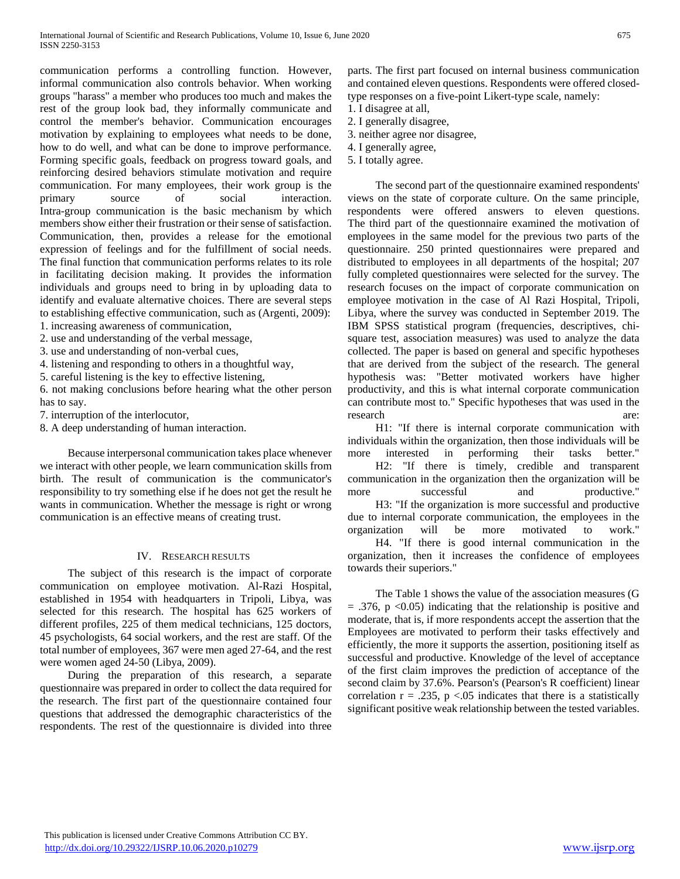communication performs a controlling function. However, informal communication also controls behavior. When working groups "harass" a member who produces too much and makes the rest of the group look bad, they informally communicate and control the member's behavior. Communication encourages motivation by explaining to employees what needs to be done, how to do well, and what can be done to improve performance. Forming specific goals, feedback on progress toward goals, and reinforcing desired behaviors stimulate motivation and require communication. For many employees, their work group is the primary source of social interaction. Intra-group communication is the basic mechanism by which members show either their frustration or their sense of satisfaction. Communication, then, provides a release for the emotional expression of feelings and for the fulfillment of social needs. The final function that communication performs relates to its role in facilitating decision making. It provides the information individuals and groups need to bring in by uploading data to identify and evaluate alternative choices. There are several steps to establishing effective communication, such as (Argenti, 2009):

1. increasing awareness of communication,
2. use and understanding of the verbal message,
3. use and understanding of non-verbal cues,
4. listening and responding to others in a thoughtful way,
5. careful listening is the key to effective listening,
6. not making conclusions before hearing what the other person has to say.
7. interruption of the interlocutor,
8. A deep understanding of human interaction.

Because interpersonal communication takes place whenever we interact with other people, we learn communication skills from birth. The result of communication is the communicator's responsibility to try something else if he does not get the result he wants in communication. Whether the message is right or wrong communication is an effective means of creating trust.

## IV. Research results

The subject of this research is the impact of corporate communication on employee motivation. Al-Razi Hospital, established in 1954 with headquarters in Tripoli, Libya, was selected for this research. The hospital has 625 workers of different profiles, 225 of them medical technicians, 125 doctors, 45 psychologists, 64 social workers, and the rest are staff. Of the total number of employees, 367 were men aged 27-64, and the rest were women aged 24-50 (Libya, 2009).

During the preparation of this research, a separate questionnaire was prepared in order to collect the data required for the research. The first part of the questionnaire contained four questions that addressed the demographic characteristics of the respondents. The rest of the questionnaire is divided into three parts. The first part focused on internal business communication and contained eleven questions. Respondents were offered closed-type responses on a five-point Likert-type scale, namely:

1. I disagree at all,
2. I generally disagree,
3. neither agree nor disagree,
4. I generally agree,
5. I totally agree.

The second part of the questionnaire examined respondents' views on the state of corporate culture. On the same principle, respondents were offered answers to eleven questions. The third part of the questionnaire examined the motivation of employees in the same model for the previous two parts of the questionnaire. 250 printed questionnaires were prepared and distributed to employees in all departments of the hospital; 207 fully completed questionnaires were selected for the survey. The research focuses on the impact of corporate communication on employee motivation in the case of Al Razi Hospital, Tripoli, Libya, where the survey was conducted in September 2019. The IBM SPSS statistical program (frequencies, descriptives, chi-square test, association measures) was used to analyze the data collected. The paper is based on general and specific hypotheses that are derived from the subject of the research. The general hypothesis was: "Better motivated workers have higher productivity, and this is what internal corporate communication can contribute most to." Specific hypotheses that was used in the research are:

H1: "If there is internal corporate communication with individuals within the organization, then those individuals will be more interested in performing their tasks better."

H2: "If there is timely, credible and transparent communication in the organization then the organization will be more successful and productive."

H3: "If the organization is more successful and productive due to internal corporate communication, the employees in the organization will be more motivated to work."

H4. "If there is good internal communication in the organization, then it increases the confidence of employees towards their superiors."

The Table 1 shows the value of the association measures ($G = .376$, $p < 0.05$) indicating that the relationship is positive and moderate, that is, if more respondents accept the assertion that the Employees are motivated to perform their tasks effectively and efficiently, the more it supports the assertion, positioning itself as successful and productive. Knowledge of the level of acceptance of the first claim improves the prediction of acceptance of the second claim by 37.6%. Pearson's (Pearson's R coefficient) linear correlation $r = .235$, $p < .05$ indicates that there is a statistically significant positive weak relationship between the tested variables.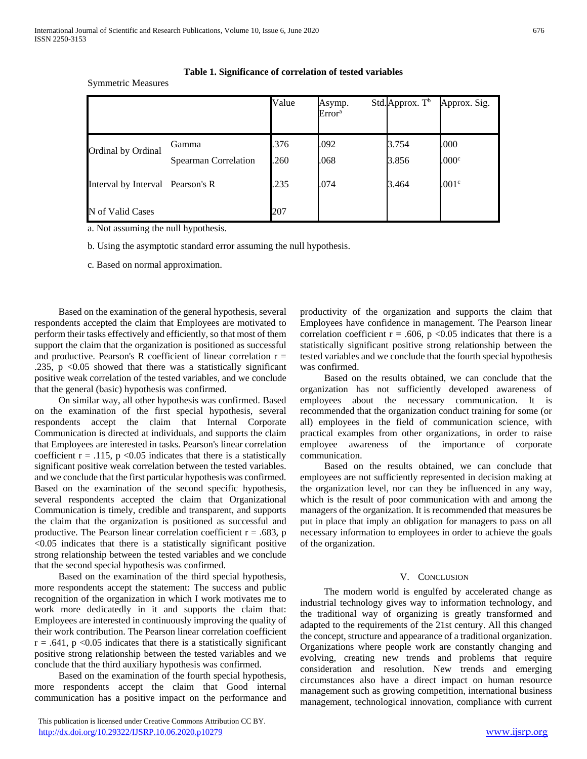**Table 1. Significance of correlation of tested variables**

Symmetric Measures

| | | Value | Asymp. Std. Error[a] | Approx. T[b] | Approx. Sig. |
|---|---|---|---|---|---|
| Ordinal by Ordinal | Gamma | .376 | .092 | 3.754 | .000 |
| | Spearman Correlation | .260 | .068 | 3.856 | .000[c] |
| Interval by Interval | Pearson's R | .235 | .074 | 3.464 | .001[c] |
| N of Valid Cases | | 207 | | | |

a. Not assuming the null hypothesis.

b. Using the asymptotic standard error assuming the null hypothesis.

c. Based on normal approximation.

Based on the examination of the general hypothesis, several respondents accepted the claim that Employees are motivated to perform their tasks effectively and efficiently, so that most of them support the claim that the organization is positioned as successful and productive. Pearson's R coefficient of linear correlation $r = .235$, $p < 0.05$ showed that there was a statistically significant positive weak correlation of the tested variables, and we conclude that the general (basic) hypothesis was confirmed.

On similar way, all other hypothesis was confirmed. Based on the examination of the first special hypothesis, several respondents accept the claim that Internal Corporate Communication is directed at individuals, and supports the claim that Employees are interested in tasks. Pearson's linear correlation coefficient $r = .115$, $p < 0.05$ indicates that there is a statistically significant positive weak correlation between the tested variables. and we conclude that the first particular hypothesis was confirmed. Based on the examination of the second specific hypothesis, several respondents accepted the claim that Organizational Communication is timely, credible and transparent, and supports the claim that the organization is positioned as successful and productive. The Pearson linear correlation coefficient $r = .683$, $p < 0.05$ indicates that there is a statistically significant positive strong relationship between the tested variables and we conclude that the second special hypothesis was confirmed.

Based on the examination of the third special hypothesis, more respondents accept the statement: The success and public recognition of the organization in which I work motivates me to work more dedicatedly in it and supports the claim that: Employees are interested in continuously improving the quality of their work contribution. The Pearson linear correlation coefficient $r = .641$, $p < 0.05$ indicates that there is a statistically significant positive strong relationship between the tested variables and we conclude that the third auxiliary hypothesis was confirmed.

Based on the examination of the fourth special hypothesis, more respondents accept the claim that Good internal communication has a positive impact on the performance and productivity of the organization and supports the claim that Employees have confidence in management. The Pearson linear correlation coefficient $r = .606$, $p < 0.05$ indicates that there is a statistically significant positive strong relationship between the tested variables and we conclude that the fourth special hypothesis was confirmed.

Based on the results obtained, we can conclude that the organization has not sufficiently developed awareness of employees about the necessary communication. It is recommended that the organization conduct training for some (or all) employees in the field of communication science, with practical examples from other organizations, in order to raise employee awareness of the importance of corporate communication.

Based on the results obtained, we can conclude that employees are not sufficiently represented in decision making at the organization level, nor can they be influenced in any way, which is the result of poor communication with and among the managers of the organization. It is recommended that measures be put in place that imply an obligation for managers to pass on all necessary information to employees in order to achieve the goals of the organization.

## V. Conclusion

The modern world is engulfed by accelerated change as industrial technology gives way to information technology, and the traditional way of organizing is greatly transformed and adapted to the requirements of the 21st century. All this changed the concept, structure and appearance of a traditional organization. Organizations where people work are constantly changing and evolving, creating new trends and problems that require consideration and resolution. New trends and emerging circumstances also have a direct impact on human resource management such as growing competition, international business management, technological innovation, compliance with current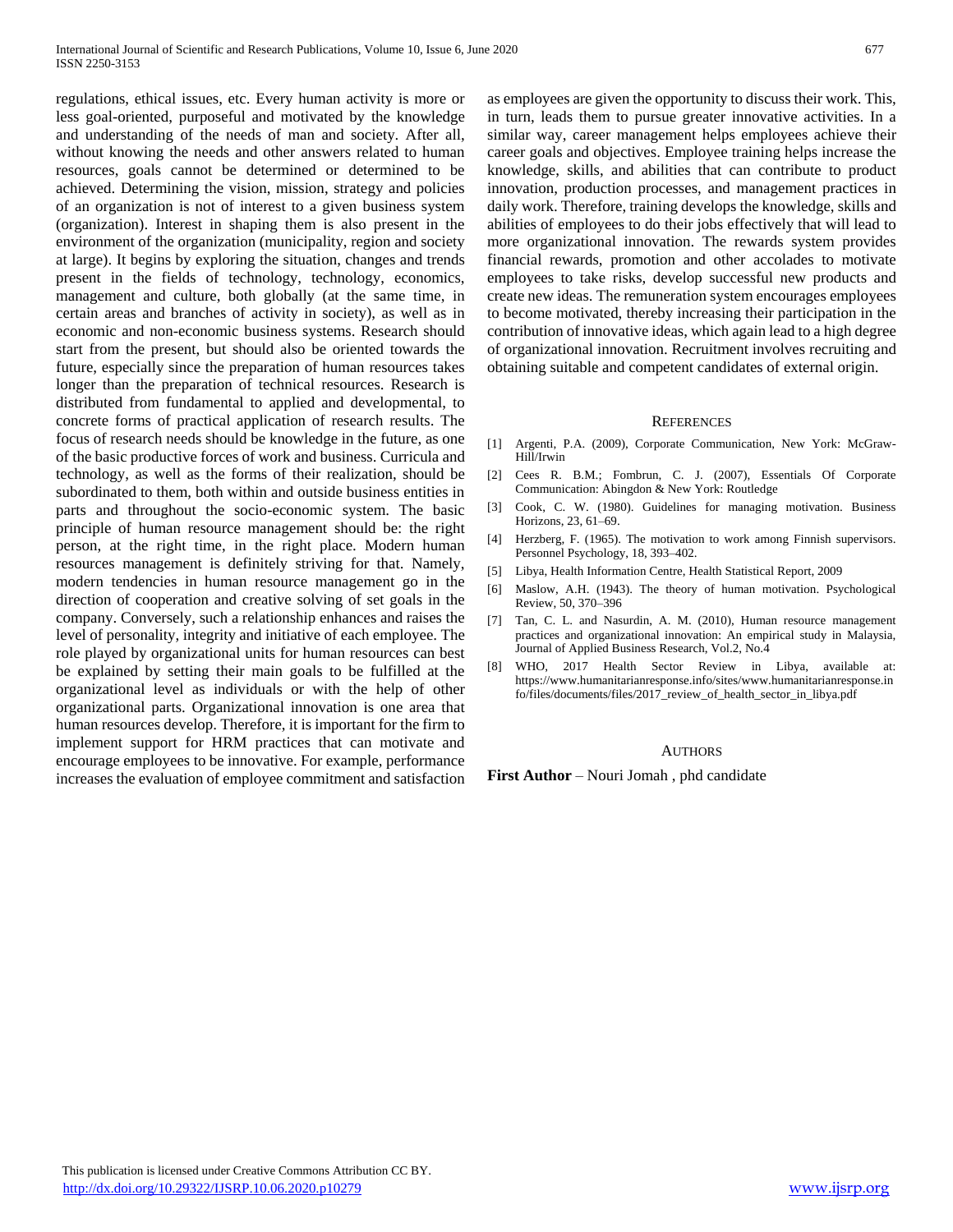regulations, ethical issues, etc. Every human activity is more or less goal-oriented, purposeful and motivated by the knowledge and understanding of the needs of man and society. After all, without knowing the needs and other answers related to human resources, goals cannot be determined or determined to be achieved. Determining the vision, mission, strategy and policies of an organization is not of interest to a given business system (organization). Interest in shaping them is also present in the environment of the organization (municipality, region and society at large). It begins by exploring the situation, changes and trends present in the fields of technology, technology, economics, management and culture, both globally (at the same time, in certain areas and branches of activity in society), as well as in economic and non-economic business systems. Research should start from the present, but should also be oriented towards the future, especially since the preparation of human resources takes longer than the preparation of technical resources. Research is distributed from fundamental to applied and developmental, to concrete forms of practical application of research results. The focus of research needs should be knowledge in the future, as one of the basic productive forces of work and business. Curricula and technology, as well as the forms of their realization, should be subordinated to them, both within and outside business entities in parts and throughout the socio-economic system. The basic principle of human resource management should be: the right person, at the right time, in the right place. Modern human resources management is definitely striving for that. Namely, modern tendencies in human resource management go in the direction of cooperation and creative solving of set goals in the company. Conversely, such a relationship enhances and raises the level of personality, integrity and initiative of each employee. The role played by organizational units for human resources can best be explained by setting their main goals to be fulfilled at the organizational level as individuals or with the help of other organizational parts. Organizational innovation is one area that human resources develop. Therefore, it is important for the firm to implement support for HRM practices that can motivate and encourage employees to be innovative. For example, performance increases the evaluation of employee commitment and satisfaction as employees are given the opportunity to discuss their work. This, in turn, leads them to pursue greater innovative activities. In a similar way, career management helps employees achieve their career goals and objectives. Employee training helps increase the knowledge, skills, and abilities that can contribute to product innovation, production processes, and management practices in daily work. Therefore, training develops the knowledge, skills and abilities of employees to do their jobs effectively that will lead to more organizational innovation. The rewards system provides financial rewards, promotion and other accolades to motivate employees to take risks, develop successful new products and create new ideas. The remuneration system encourages employees to become motivated, thereby increasing their participation in the contribution of innovative ideas, which again lead to a high degree of organizational innovation. Recruitment involves recruiting and obtaining suitable and competent candidates of external origin.

## References

[1] Argenti, P.A. (2009), Corporate Communication, New York: McGraw-Hill/Irwin

[2] Cees R. B.M.; Fombrun, C. J. (2007), Essentials Of Corporate Communication: Abingdon & New York: Routledge

[3] Cook, C. W. (1980). Guidelines for managing motivation. Business Horizons, 23, 61–69.

[4] Herzberg, F. (1965). The motivation to work among Finnish supervisors. Personnel Psychology, 18, 393–402.

[5] Libya, Health Information Centre, Health Statistical Report, 2009

[6] Maslow, A.H. (1943). The theory of human motivation. Psychological Review, 50, 370–396

[7] Tan, C. L. and Nasurdin, A. M. (2010), Human resource management practices and organizational innovation: An empirical study in Malaysia, Journal of Applied Business Research, Vol.2, No.4

[8] WHO, 2017 Health Sector Review in Libya, available at: https://www.humanitarianresponse.info/sites/www.humanitarianresponse.info/files/documents/files/2017_review_of_health_sector_in_libya.pdf

## Authors

**First Author** – Nouri Jomah , phd candidate